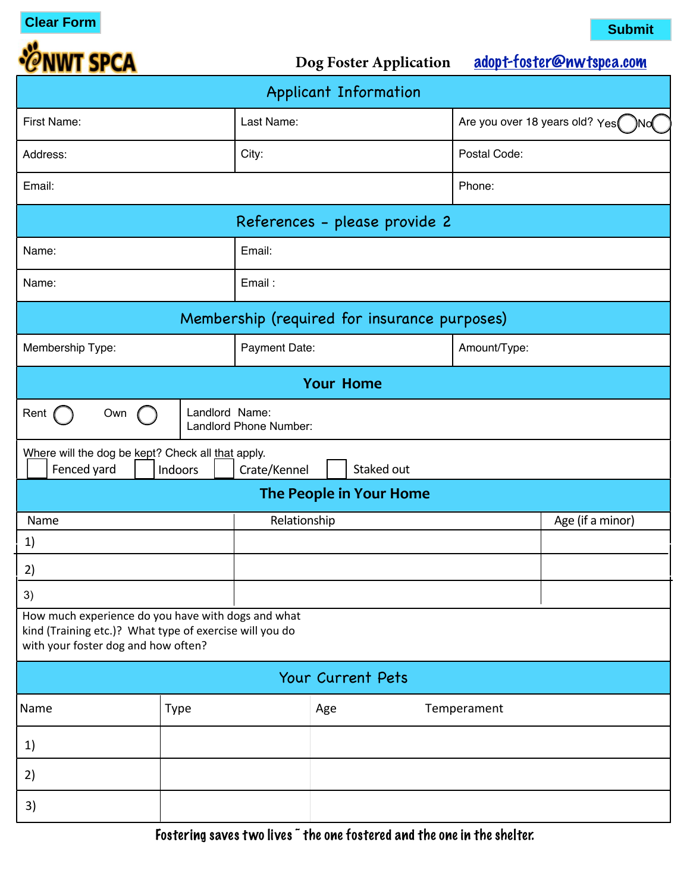Clear Form

Submit

NWT SPCA

# Dog Foster Application

adopt-foster@nwtspca.com

## Applicant Information

| First Name: | Last Name: | Are you over 18 years old? Yes ◯ No ◯ |
|---|---|---|
| Address: | City: | Postal Code: |
| Email: | | Phone: |

## References - please provide 2

| Name: | Email: |
|---|---|
| Name: | Email : |

## Membership (required for insurance purposes)

| Membership Type: | Payment Date: | Amount/Type: |
|---|---|---|

## Your Home

| Rent ◯ Own ◯ | Landlord Name: <br> Landlord Phone Number: |
|---|---|

Where will the dog be kept? Check all that apply.

☐ Fenced yard ☐ Indoors ☐ Crate/Kennel ☐ Staked out

## The People in Your Home

| Name | Relationship | Age (if a minor) |
|---|---|---|
| 1) | | |
| 2) | | |
| 3) | | |

How much experience do you have with dogs and what kind (Training etc.)? What type of exercise will you do with your foster dog and how often?

## Your Current Pets

| Name | Type | Age | Temperament |
|---|---|---|---|
| 1) | | | |
| 2) | | | |
| 3) | | | |

Fostering saves two lives ~ the one fostered and the one in the shelter.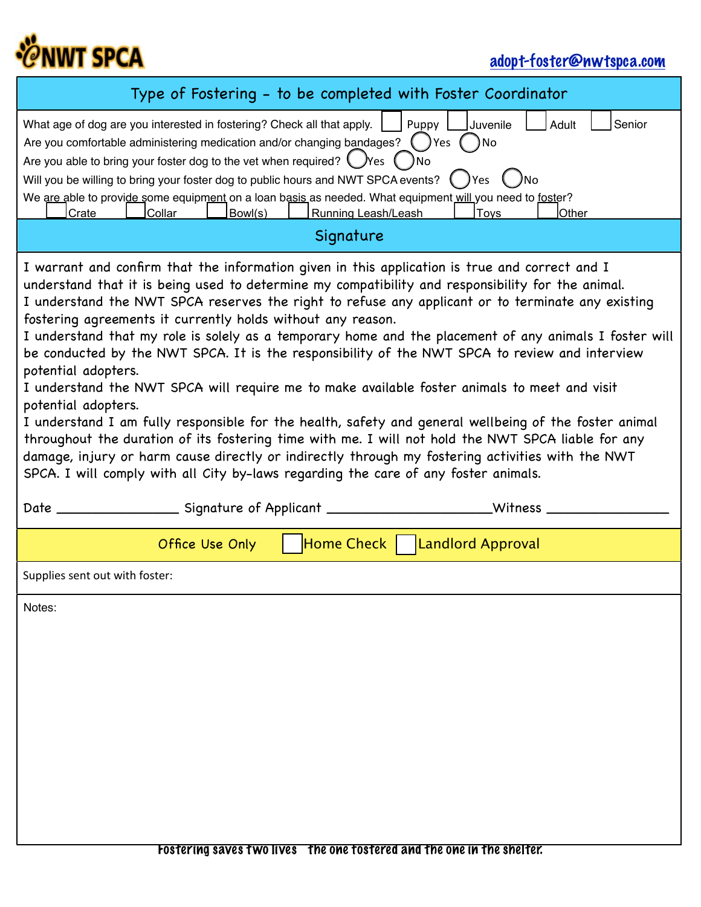NWT SPCA

adopt-foster@nwtspca.com

## Type of Fostering - to be completed with Foster Coordinator

What age of dog are you interested in fostering? Check all that apply. ☐ Puppy ☐ Juvenile ☐ Adult ☐ Senior

Are you comfortable administering medication and/or changing bandages? ◯ Yes ◯ No

Are you able to bring your foster dog to the vet when required? ◯ Yes ◯ No

Will you be willing to bring your foster dog to public hours and NWT SPCA events? ◯ Yes ◯ No

We are able to provide some equipment on a loan basis as needed. What equipment will you need to foster?

☐ Crate ☐ Collar ☐ Bowl(s) ☐ Running Leash/Leash ☐ Toys ☐ Other

## Signature

I warrant and confirm that the information given in this application is true and correct and I understand that it is being used to determine my compatibility and responsibility for the animal.

I understand the NWT SPCA reserves the right to refuse any applicant or to terminate any existing fostering agreements it currently holds without any reason.

I understand that my role is solely as a temporary home and the placement of any animals I foster will be conducted by the NWT SPCA. It is the responsibility of the NWT SPCA to review and interview potential adopters.

I understand the NWT SPCA will require me to make available foster animals to meet and visit potential adopters.

I understand I am fully responsible for the health, safety and general wellbeing of the foster animal throughout the duration of its fostering time with me. I will not hold the NWT SPCA liable for any damage, injury or harm cause directly or indirectly through my fostering activities with the NWT SPCA. I will comply with all City by-laws regarding the care of any foster animals.

Date ________________ Signature of Applicant ______________________ Witness ________________

**Office Use Only** ☐ Home Check ☐ Landlord Approval

Supplies sent out with foster:

Notes:

Fostering saves two lives the one fostered and the one in the shelter.